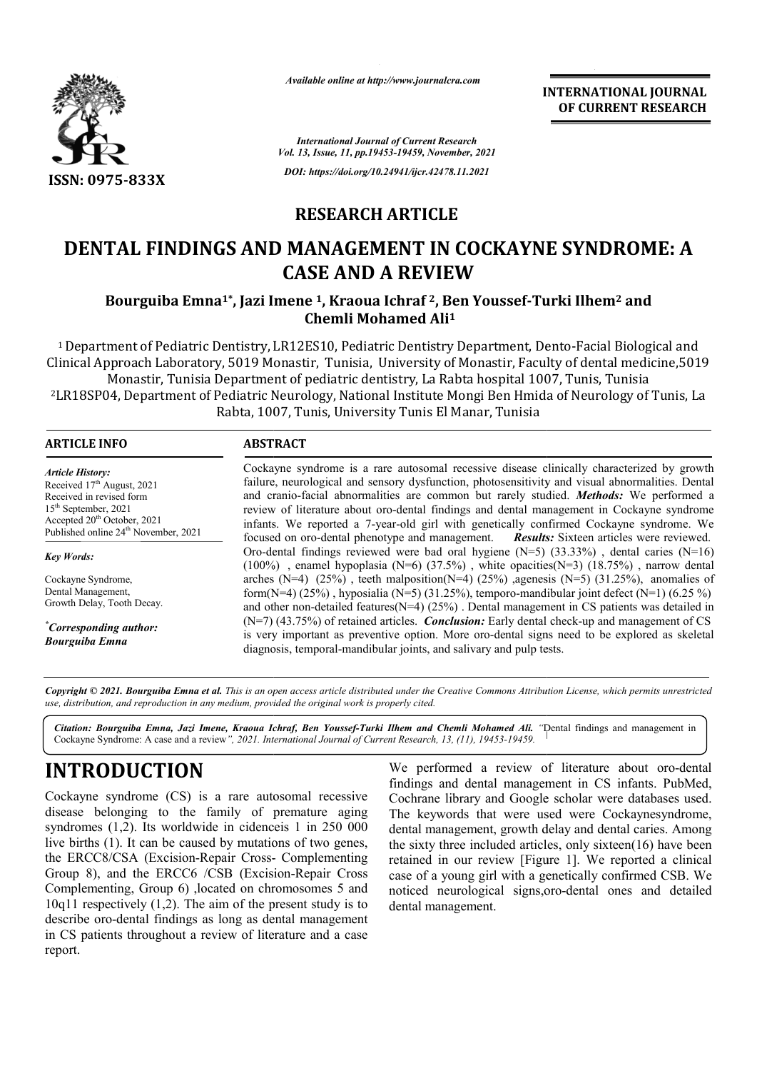**RESEARCH ARTICLE**

# DENTAL FINDINGS AND MANAGEMENT IN COCKAYNE SYNDROME: A CASE AND A REVIEW

**Bourguiba Emna[1*], Jazi Imene [1], Kraoua Ichraf [2], Ben Youssef-Turki Ilhem[2] and Chemli Mohamed Ali[1]**

[1] Department of Pediatric Dentistry, LR12ES10, Pediatric Dentistry Department, Dento-Facial Biological and Clinical Approach Laboratory, 5019 Monastir, Tunisia, University of Monastir, Faculty of dental medicine,5019 Monastir, Tunisia Department of pediatric dentistry, La Rabta hospital 1007, Tunis, Tunisia
[2]LR18SP04, Department of Pediatric Neurology, National Institute Mongi Ben Hmida of Neurology of Tunis, La Rabta, 1007, Tunis, University Tunis El Manar, Tunisia

**ARTICLE INFO**

*Article History:*
Received 17th August, 2021
Received in revised form
15th September, 2021
Accepted 20th October, 2021
Published online 24th November, 2021

*Key Words:*

Cockayne Syndrome,
Dental Management,
Growth Delay, Tooth Decay.

*Corresponding author:*
*Bourguiba Emna*

**ABSTRACT**

Cockayne syndrome is a rare autosomal recessive disease clinically characterized by growth failure, neurological and sensory dysfunction, photosensitivity and visual abnormalities. Dental and cranio-facial abnormalities are common but rarely studied. ***Methods:*** We performed a review of literature about oro-dental findings and dental management in Cockayne syndrome infants. We reported a 7-year-old girl with genetically confirmed Cockayne syndrome. We focused on oro-dental phenotype and management. ***Results:*** Sixteen articles were reviewed. Oro-dental findings reviewed were bad oral hygiene (N=5) (33.33%) , dental caries (N=16) (100%) , enamel hypoplasia (N=6) (37.5%) , white opacities(N=3) (18.75%) , narrow dental arches (N=4) (25%) , teeth malposition(N=4) (25%) ,agenesis (N=5) (31.25%), anomalies of form(N=4) (25%) , hyposialia (N=5) (31.25%), temporo-mandibular joint defect (N=1) (6.25 %) and other non-detailed features(N=4) (25%) . Dental management in CS patients was detailed in (N=7) (43.75%) of retained articles. ***Conclusion:*** Early dental check-up and management of CS is very important as preventive option. More oro-dental signs need to be explored as skeletal diagnosis, temporal-mandibular joints, and salivary and pulp tests.

*Copyright © 2021. Bourguiba Emna et al. This is an open access article distributed under the Creative Commons Attribution License, which permits unrestricted use, distribution, and reproduction in any medium, provided the original work is properly cited.*

***Citation: Bourguiba Emna, Jazi Imene, Kraoua Ichraf, Ben Youssef-Turki Ilhem and Chemli Mohamed Ali.*** *"Dental findings and management in Cockayne Syndrome: A case and a review", 2021. International Journal of Current Research, 13, (11), 19453-19459.*

# INTRODUCTION

Cockayne syndrome (CS) is a rare autosomal recessive disease belonging to the family of premature aging syndromes (1,2). Its worldwide in cidenceis 1 in 250 000 live births (1). It can be caused by mutations of two genes, the ERCC8/CSA (Excision-Repair Cross- Complementing Group 8), and the ERCC6 /CSB (Excision-Repair Cross Complementing, Group 6) ,located on chromosomes 5 and 10q11 respectively (1,2). The aim of the present study is to describe oro-dental findings as long as dental management in CS patients throughout a review of literature and a case report.

We performed a review of literature about oro-dental findings and dental management in CS infants. PubMed, Cochrane library and Google scholar were databases used. The keywords that were used were Cockaynesyndrome, dental management, growth delay and dental caries. Among the sixty three included articles, only sixteen(16) have been retained in our review [Figure 1]. We reported a clinical case of a young girl with a genetically confirmed CSB. We noticed neurological signs,oro-dental ones and detailed dental management.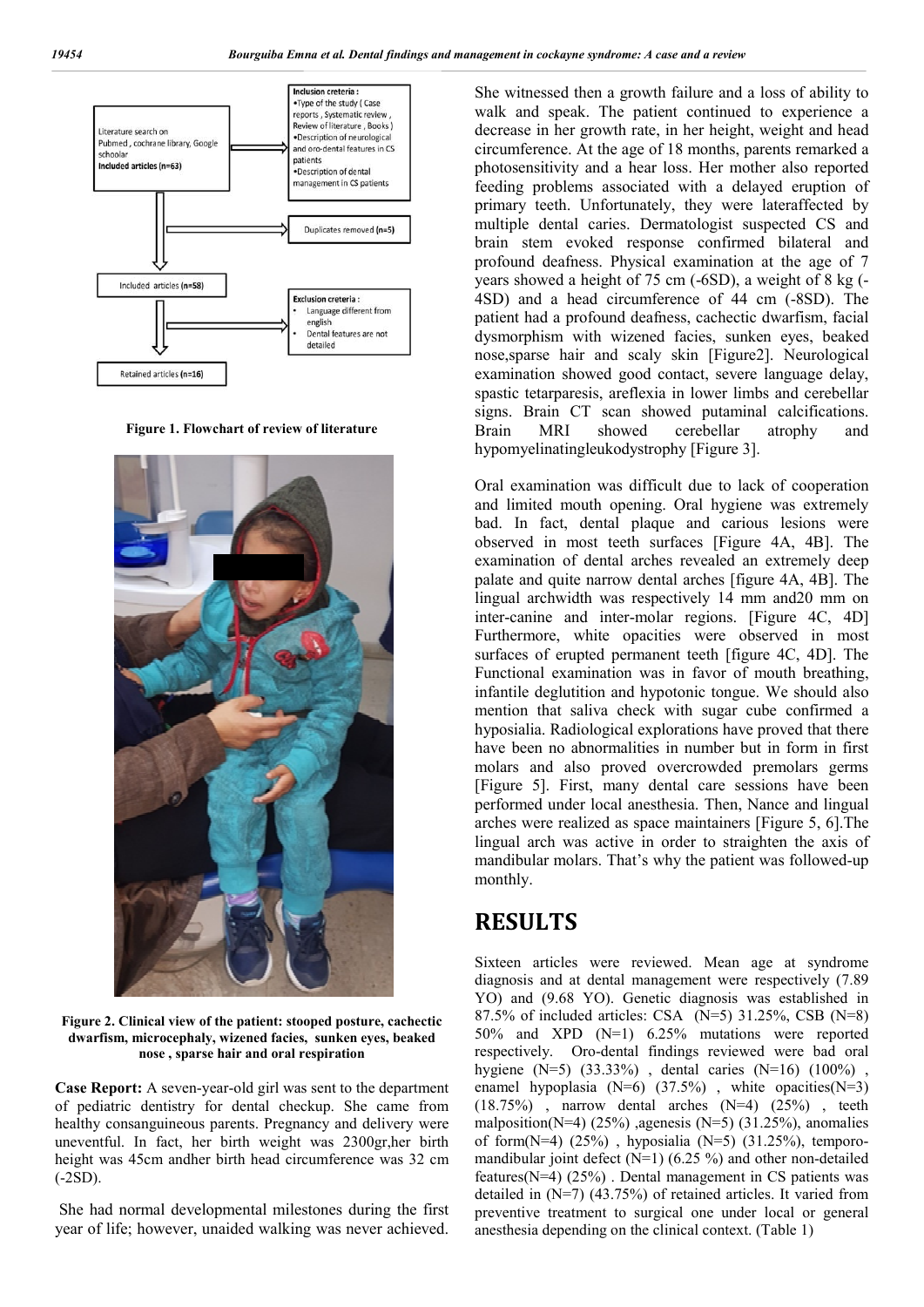Figure 1. Flowchart of review of literature

Figure 2. Clinical view of the patient: stooped posture, cachectic dwarfism, microcephaly, wizened facies, sunken eyes, beaked nose , sparse hair and oral respiration

**Case Report:** A seven-year-old girl was sent to the department of pediatric dentistry for dental checkup. She came from healthy consanguineous parents. Pregnancy and delivery were uneventful. In fact, her birth weight was 2300gr,her birth height was 45cm andher birth head circumference was 32 cm (-2SD).

She had normal developmental milestones during the first year of life; however, unaided walking was never achieved. She witnessed then a growth failure and a loss of ability to walk and speak. The patient continued to experience a decrease in her growth rate, in her height, weight and head circumference. At the age of 18 months, parents remarked a photosensitivity and a hear loss. Her mother also reported feeding problems associated with a delayed eruption of primary teeth. Unfortunately, they were lateraffected by multiple dental caries. Dermatologist suspected CS and brain stem evoked response confirmed bilateral and profound deafness. Physical examination at the age of 7 years showed a height of 75 cm (-6SD), a weight of 8 kg (-4SD) and a head circumference of 44 cm (-8SD). The patient had a profound deafness, cachectic dwarfism, facial dysmorphism with wizened facies, sunken eyes, beaked nose,sparse hair and scaly skin [Figure2]. Neurological examination showed good contact, severe language delay, spastic tetarparesis, areflexia in lower limbs and cerebellar signs. Brain CT scan showed putaminal calcifications. Brain MRI showed cerebellar atrophy and hypomyelinatingleukodystrophy [Figure 3].

Oral examination was difficult due to lack of cooperation and limited mouth opening. Oral hygiene was extremely bad. In fact, dental plaque and carious lesions were observed in most teeth surfaces [Figure 4A, 4B]. The examination of dental arches revealed an extremely deep palate and quite narrow dental arches [figure 4A, 4B]. The lingual archwidth was respectively 14 mm and20 mm on inter-canine and inter-molar regions. [Figure 4C, 4D] Furthermore, white opacities were observed in most surfaces of erupted permanent teeth [figure 4C, 4D]. The Functional examination was in favor of mouth breathing, infantile deglutition and hypotonic tongue. We should also mention that saliva check with sugar cube confirmed a hyposialia. Radiological explorations have proved that there have been no abnormalities in number but in form in first molars and also proved overcrowded premolars germs [Figure 5]. First, many dental care sessions have been performed under local anesthesia. Then, Nance and lingual arches were realized as space maintainers [Figure 5, 6].The lingual arch was active in order to straighten the axis of mandibular molars. That's why the patient was followed-up monthly.

# RESULTS

Sixteen articles were reviewed. Mean age at syndrome diagnosis and at dental management were respectively (7.89 YO) and (9.68 YO). Genetic diagnosis was established in 87.5% of included articles: CSA (N=5) 31.25%, CSB (N=8) 50% and XPD (N=1) 6.25% mutations were reported respectively. Oro-dental findings reviewed were bad oral hygiene (N=5) (33.33%) , dental caries (N=16) (100%) , enamel hypoplasia (N=6) (37.5%) , white opacities(N=3) (18.75%) , narrow dental arches (N=4) (25%) , teeth malposition(N=4) (25%) ,agenesis (N=5) (31.25%), anomalies of form(N=4) (25%) , hyposialia (N=5) (31.25%), temporo-mandibular joint defect (N=1) (6.25 %) and other non-detailed features(N=4) (25%) . Dental management in CS patients was detailed in (N=7) (43.75%) of retained articles. It varied from preventive treatment to surgical one under local or general anesthesia depending on the clinical context. (Table 1)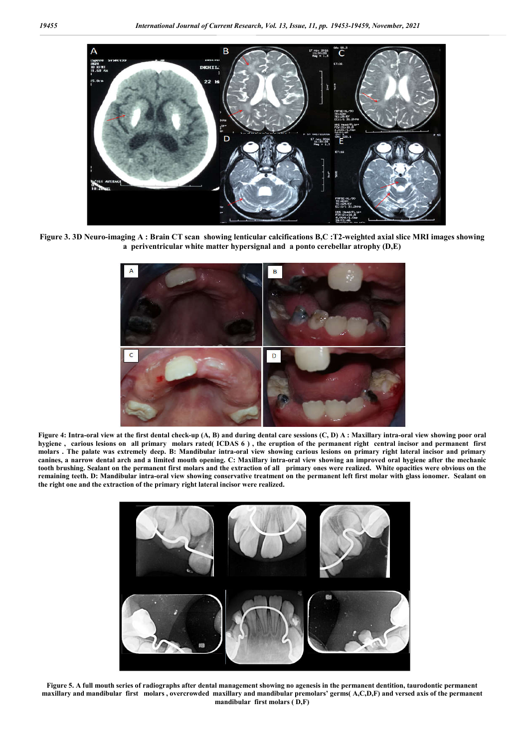**Figure 3. 3D Neuro-imaging A : Brain CT scan showing lenticular calcifications B,C :T2-weighted axial slice MRI images showing a periventricular white matter hypersignal and a ponto cerebellar atrophy (D,E)**

**Figure 4: Intra-oral view at the first dental check-up (A, B) and during dental care sessions (C, D) A : Maxillary intra-oral view showing poor oral hygiene , carious lesions on all primary molars rated( ICDAS 6 ) , the eruption of the permanent right central incisor and permanent first molars . The palate was extremely deep. B: Mandibular intra-oral view showing carious lesions on primary right lateral incisor and primary canines, a narrow dental arch and a limited mouth opening. C: Maxillary intra-oral view showing an improved oral hygiene after the mechanic tooth brushing. Sealant on the permanent first molars and the extraction of all primary ones were realized. White opacities were obvious on the remaining teeth. D: Mandibular intra-oral view showing conservative treatment on the permanent left first molar with glass ionomer. Sealant on the right one and the extraction of the primary right lateral incisor were realized.**

**Figure 5. A full mouth series of radiographs after dental management showing no agenesis in the permanent dentition, taurodontic permanent maxillary and mandibular first molars , overcrowded maxillary and mandibular premolars' germs( A,C,D,F) and versed axis of the permanent mandibular first molars ( D,F)**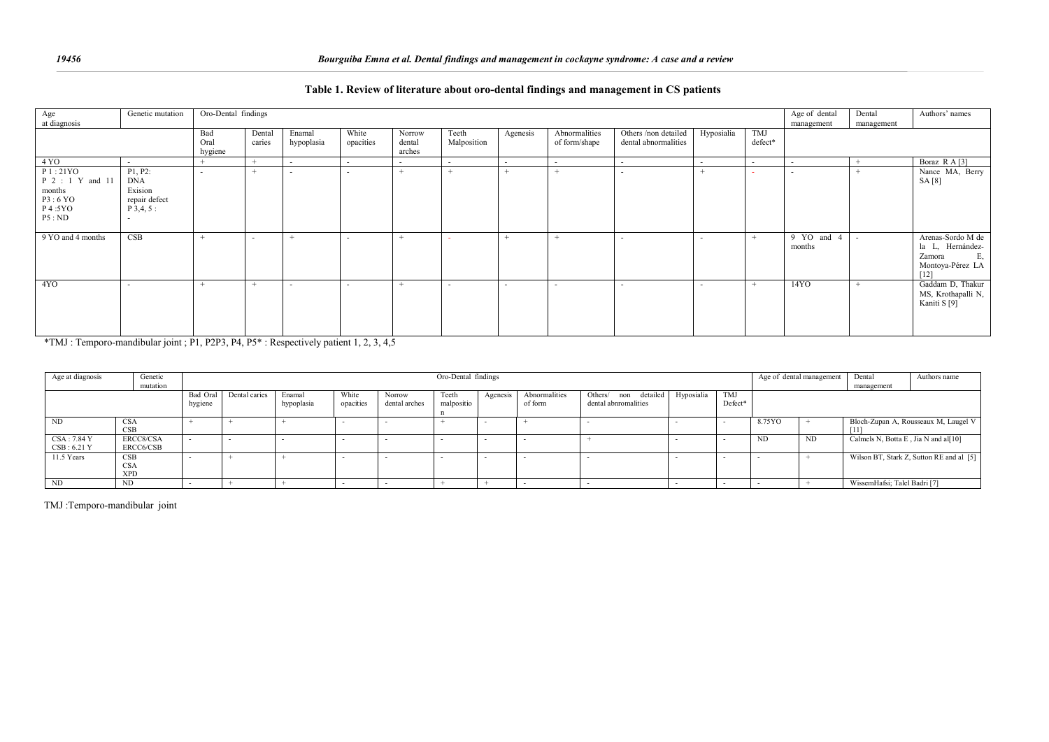## Table 1. Review of literature about oro-dental findings and management in CS patients

| Age at diagnosis | Genetic mutation | Oro-Dental findings | | | | | | | | | | | Age of dental management | Dental management | Authors' names |
|---|---|---|---|---|---|---|---|---|---|---|---|---|---|---|---|
| | | Bad Oral hygiene | Dental caries | Enamal hypoplasia | White opacities | Norrow dental arches | Teeth Malposition | Agenesis | Abnormalities of form/shape | Others /non detailed dental abnormalities | Hyposialia | TMJ defect* | | | |
| 4 YO | - | + | + | - | - | - | - | - | - | - | - | - | - | + | Boraz R A [3] |
| P 1 : 21YO P 2 : 1 Y and 11 months P3 : 6 YO P 4 :5YO P5 : ND | P1, P2: DNA Exision repair defect P 3,4, 5 : - | - | + | - | - | + | + | + | + | - | + | - | - | + | Nance MA, Berry SA [8] |
| 9 YO and 4 months | CSB | + | - | + | - | + | - | + | + | - | - | + | 9 YO and 4 months | - | Arenas-Sordo M de la L, Hernández-Zamora E, Montoya-Pérez LA [12] |
| 4YO | - | + | + | - | - | + | - | - | - | - | - | + | 14YO | + | Gaddam D, Thakur MS, Krothapalli N, Kaniti S [9] |

*TMJ : Temporo-mandibular joint ; P1, P2P3, P4, P5* : Respectively patient 1, 2, 3, 4,5

| Age at diagnosis | Genetic mutation | Oro-Dental findings | | | | | | | | | | | Age of dental management | Dental management | Authors name |
|---|---|---|---|---|---|---|---|---|---|---|---|---|---|---|---|
| | | Bad Oral hygiene | Dental caries | Enamal hypoplasia | White opacities | Norrow dental arches | Teeth malposition | Agenesis | Abnormalities of form | Others/ non detailed dental abnromalities | Hyposialia | TMJ Defect* | | | |
| ND | CSA CSB | + | + | + | - | - | + | - | + | - | - | - | 8.75YO | + | Bloch-Zupan A, Rousseaux M, Laugel V [11] |
| CSA : 7.84 Y CSB : 6.21 Y | ERCC8/CSA ERCC6/CSB | - | - | - | - | - | - | - | - | + | - | - | ND | ND | Calmels N, Botta E , Jia N and al[10] |
| 11.5 Years | CSB CSA XPD | - | + | + | - | - | - | - | - | - | - | - | - | + | Wilson BT, Stark Z, Sutton RE and al [5] |
| ND | ND | - | + | + | - | - | + | + | - | - | - | - | - | + | WissemHafsi; Talel Badri [7] |

TMJ :Temporo-mandibular joint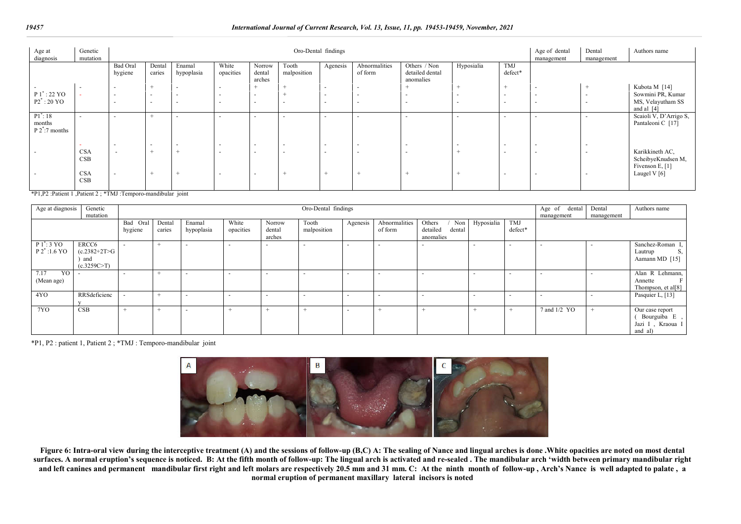| Age at diagnosis | Genetic mutation | Oro-Dental findings | | | | | | | | | | | Age of dental management | Dental management | Authors name |
|---|---|---|---|---|---|---|---|---|---|---|---|---|---|---|---|
| | | Bad Oral hygiene | Dental caries | Enamal hypoplasia | White opacities | Norrow dental arches | Tooth malposition | Agenesis | Abnormalities of form | Others / Non detailed dental anomalies | Hyposialia | TMJ defect* | | | |
| - | - | - | + | - | - | + | + | - | - | + | + | + | - | + | Kubota M [14] |
| P 1*: 22 YO<br>P2*: 20 YO | - | -<br>- | -<br>- | -<br>- | -<br>- | -<br>- | +<br>- | -<br>- | -<br>- | -<br>- | -<br>- | -<br>- | -<br>- | -<br>- | Sowmini PR, Kumar MS, Velayutham SS and al [4] |
| P1*: 18 months<br>P 2*:7 months | - | - | + | - | - | - | - | - | - | - | - | - | - | - | Scaioli V, D'Arrigo S, Pantaleoni C [17] |
| | - | - | - | - | - | - | - | - | - | - | - | - | - | - | |
| - | CSA<br>CSB | - | + | + | - | - | - | - | - | - | + | - | - | - | Karikkineth AC, ScheibyeKnudsen M, Fivenson E, [1] |
| - | CSA<br>CSB | - | + | + | - | - | + | + | + | + | + | - | - | - | Laugel V [6] |

*P1,P2 :Patient 1 ,Patient 2 ; *TMJ :Temporo-mandibular joint

| Age at diagnosis | Genetic mutation | Oro-Dental findings | | | | | | | | | | | Age of dental management | Dental management | Authors name |
|---|---|---|---|---|---|---|---|---|---|---|---|---|---|---|---|
| | | Bad Oral hygiene | Dental caries | Enamal hypoplasia | White opacities | Norrow dental arches | Tooth malposition | Agenesis | Abnormalities of form | Others / Non detailed dental anomalies | Hyposialia | TMJ defect* | | | |
| P 1*: 3 YO<br>P 2* :1.6 YO | ERCC6 (c.2382+2T>G) and (c.3259C>T) | - | + | - | - | - | - | - | - | - | - | - | - | - | Sanchez-Roman I, Lautrup S, Aamann MD [15] |
| 7.17 YO (Mean age) | - | - | + | - | - | - | - | - | - | - | - | - | - | - | Alan R Lehmann, Annette F Thompson, et al[8] |
| 4YO | RRSdeficiency | - | + | - | - | - | - | - | - | - | - | - | - | - | Pasquier L, [13] |
| 7YO | CSB | + | + | - | + | + | + | - | + | + | + | + | 7 and 1/2 YO | + | Our case report ( Bourguiba E , Jazi I , Kraoua I and al) |

*P1, P2 : patient 1, Patient 2 ; *TMJ : Temporo-mandibular joint

**Figure 6: Intra-oral view during the interceptive treatment (A) and the sessions of follow-up (B,C) A: The sealing of Nance and lingual arches is done .White opacities are noted on most dental surfaces. A normal eruption's sequence is noticed. B: At the fifth month of follow-up: The lingual arch is activated and re-sealed . The mandibular arch 'width between primary mandibular right and left canines and permanent mandibular first right and left molars are respectively 20.5 mm and 31 mm. C: At the ninth month of follow-up , Arch's Nance is well adapted to palate , a normal eruption of permanent maxillary lateral incisors is noted**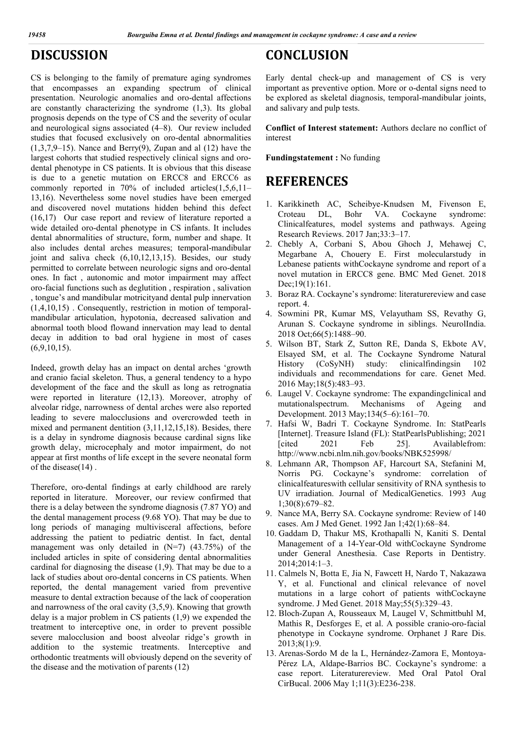## DISCUSSION

CS is belonging to the family of premature aging syndromes that encompasses an expanding spectrum of clinical presentation. Neurologic anomalies and oro-dental affections are constantly characterizing the syndrome (1,3). Its global prognosis depends on the type of CS and the severity of ocular and neurological signs associated (4–8). Our review included studies that focused exclusively on oro-dental abnormalities (1,3,7,9–15). Nance and Berry(9), Zupan and al (12) have the largest cohorts that studied respectively clinical signs and oro-dental phenotype in CS patients. It is obvious that this disease is due to a genetic mutation on ERCC8 and ERCC6 as commonly reported in 70% of included articles(1,5,6,11–13,16). Nevertheless some novel studies have been emerged and discovered novel mutations hidden behind this defect (16,17) Our case report and review of literature reported a wide detailed oro-dental phenotype in CS infants. It includes dental abnormalities of structure, form, number and shape. It also includes dental arches measures; temporal-mandibular joint and saliva check (6,10,12,13,15). Besides, our study permitted to correlate between neurologic signs and oro-dental ones. In fact , autonomic and motor impairment may affect oro-facial functions such as deglutition , respiration , salivation , tongue's and mandibular motricityand dental pulp innervation (1,4,10,15) . Consequently, restriction in motion of temporal-mandibular articulation, hypotonia, decreased salivation and abnormal tooth blood flowand innervation may lead to dental decay in addition to bad oral hygiene in most of cases (6,9,10,15).

Indeed, growth delay has an impact on dental arches 'growth and cranio facial skeleton. Thus, a general tendency to a hypo development of the face and the skull as long as retrognatia were reported in literature (12,13). Moreover, atrophy of alveolar ridge, narrowness of dental arches were also reported leading to severe malocclusions and overcrowded teeth in mixed and permanent dentition (3,11,12,15,18). Besides, there is a delay in syndrome diagnosis because cardinal signs like growth delay, microcephaly and motor impairment, do not appear at first months of life except in the severe neonatal form of the disease(14) .

Therefore, oro-dental findings at early childhood are rarely reported in literature. Moreover, our review confirmed that there is a delay between the syndrome diagnosis (7.87 YO) and the dental management process (9.68 YO). That may be due to long periods of managing multivisceral affections, before addressing the patient to pediatric dentist. In fact, dental management was only detailed in (N=7) (43.75%) of the included articles in spite of considering dental abnormalities cardinal for diagnosing the disease (1,9). That may be due to a lack of studies about oro-dental concerns in CS patients. When reported, the dental management varied from preventive measure to dental extraction because of the lack of cooperation and narrowness of the oral cavity (3,5,9). Knowing that growth delay is a major problem in CS patients (1,9) we expended the treatment to interceptive one, in order to prevent possible severe malocclusion and boost alveolar ridge's growth in addition to the systemic treatments. Interceptive and orthodontic treatments will obviously depend on the severity of the disease and the motivation of parents (12)

## CONCLUSION

Early dental check-up and management of CS is very important as preventive option. More or o-dental signs need to be explored as skeletal diagnosis, temporal-mandibular joints, and salivary and pulp tests.

**Conflict of Interest statement:** Authors declare no conflict of interest

**Fundingstatement :** No funding

## REFERENCES

1. Karikkineth AC, Scheibye-Knudsen M, Fivenson E, Croteau DL, Bohr VA. Cockayne syndrome: Clinicalfeatures, model systems and pathways. Ageing Research Reviews. 2017 Jan;33:3–17.
2. Chebly A, Corbani S, Abou Ghoch J, Mehawej C, Megarbane A, Chouery E. First molecularstudy in Lebanese patients withCockayne syndrome and report of a novel mutation in ERCC8 gene. BMC Med Genet. 2018 Dec;19(1):161.
3. Boraz RA. Cockayne's syndrome: literaturereview and case report. 4.
4. Sowmini PR, Kumar MS, Velayutham SS, Revathy G, Arunan S. Cockayne syndrome in siblings. NeurolIndia. 2018 Oct;66(5):1488–90.
5. Wilson BT, Stark Z, Sutton RE, Danda S, Ekbote AV, Elsayed SM, et al. The Cockayne Syndrome Natural History (CoSyNH) study: clinicalfindingsin 102 individuals and recommendations for care. Genet Med. 2016 May;18(5):483–93.
6. Laugel V. Cockayne syndrome: The expandingclinical and mutationalspectrum. Mechanisms of Ageing and Development. 2013 May;134(5–6):161–70.
7. Hafsi W, Badri T. Cockayne Syndrome. In: StatPearls [Internet]. Treasure Island (FL): StatPearlsPublishing; 2021 [cited 2021 Feb 25]. Availablefrom: http://www.ncbi.nlm.nih.gov/books/NBK525998/
8. Lehmann AR, Thompson AF, Harcourt SA, Stefanini M, Norris PG. Cockayne's syndrome: correlation of clinicalfeatureswith cellular sensitivity of RNA synthesis to UV irradiation. Journal of MedicalGenetics. 1993 Aug 1;30(8):679–82.
9. Nance MA, Berry SA. Cockayne syndrome: Review of 140 cases. Am J Med Genet. 1992 Jan 1;42(1):68–84.
10. Gaddam D, Thakur MS, Krothapalli N, Kaniti S. Dental Management of a 14-Year-Old withCockayne Syndrome under General Anesthesia. Case Reports in Dentistry. 2014;2014:1–3.
11. Calmels N, Botta E, Jia N, Fawcett H, Nardo T, Nakazawa Y, et al. Functional and clinical relevance of novel mutations in a large cohort of patients withCockayne syndrome. J Med Genet. 2018 May;55(5):329–43.
12. Bloch-Zupan A, Rousseaux M, Laugel V, Schmittbuhl M, Mathis R, Desforges E, et al. A possible cranio-oro-facial phenotype in Cockayne syndrome. Orphanet J Rare Dis. 2013;8(1):9.
13. Arenas-Sordo M de la L, Hernández-Zamora E, Montoya-Pérez LA, Aldape-Barrios BC. Cockayne's syndrome: a case report. Literaturereview. Med Oral Patol Oral CirBucal. 2006 May 1;11(3):E236-238.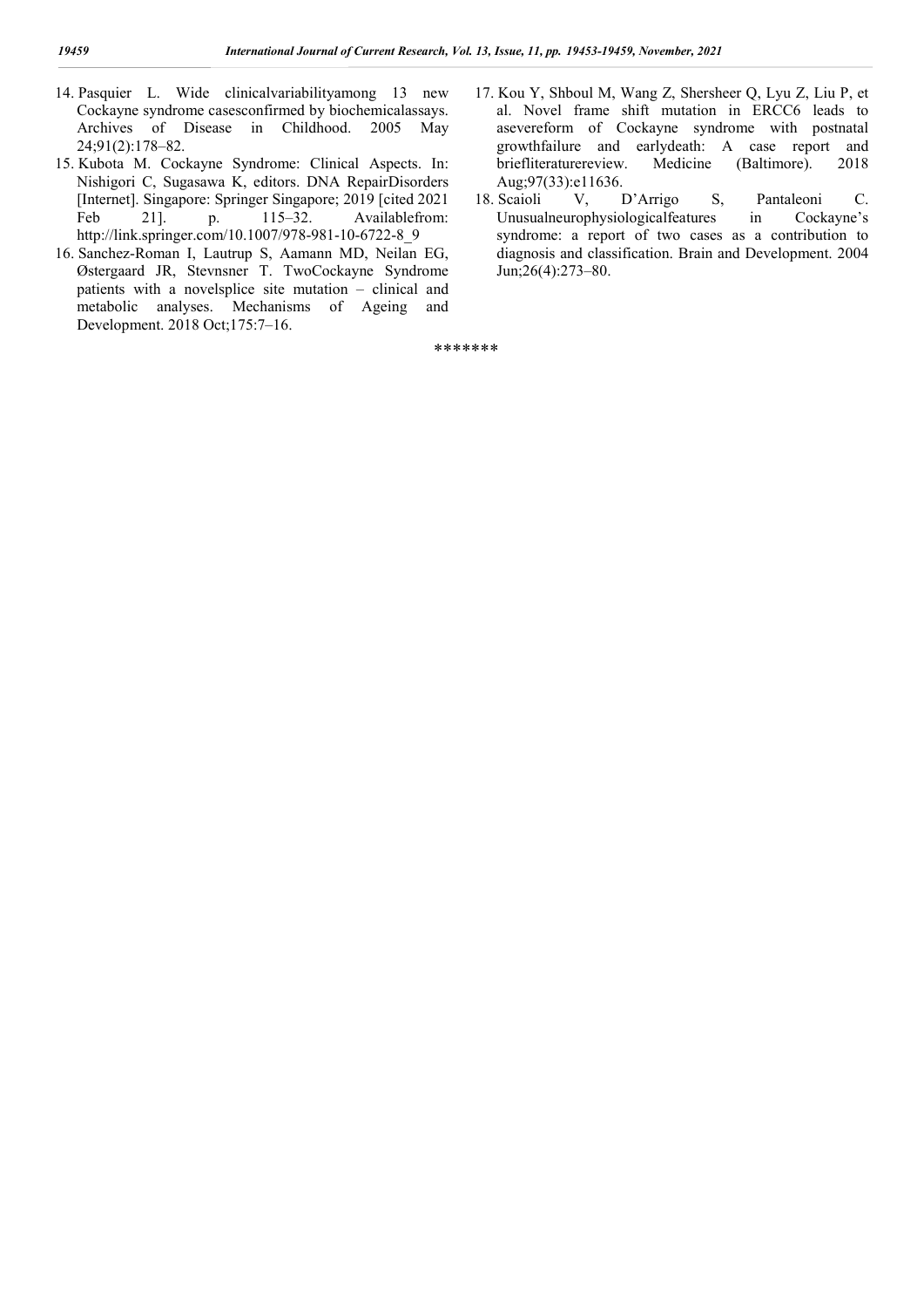14. Pasquier L. Wide clinicalvariabilityamong 13 new Cockayne syndrome casesconfirmed by biochemicalassays. Archives of Disease in Childhood. 2005 May 24;91(2):178–82.
15. Kubota M. Cockayne Syndrome: Clinical Aspects. In: Nishigori C, Sugasawa K, editors. DNA RepairDisorders [Internet]. Singapore: Springer Singapore; 2019 [cited 2021 Feb 21]. p. 115–32. Availablefrom: http://link.springer.com/10.1007/978-981-10-6722-8_9
16. Sanchez-Roman I, Lautrup S, Aamann MD, Neilan EG, Østergaard JR, Stevnsner T. TwoCockayne Syndrome patients with a novelsplice site mutation – clinical and metabolic analyses. Mechanisms of Ageing and Development. 2018 Oct;175:7–16.
17. Kou Y, Shboul M, Wang Z, Shersheer Q, Lyu Z, Liu P, et al. Novel frame shift mutation in ERCC6 leads to asevereform of Cockayne syndrome with postnatal growthfailure and earlydeath: A case report and briefliteraturereview. Medicine (Baltimore). 2018 Aug;97(33):e11636.
18. Scaioli V, D'Arrigo S, Pantaleoni C. Unusualneurophysiologicalfeatures in Cockayne's syndrome: a report of two cases as a contribution to diagnosis and classification. Brain and Development. 2004 Jun;26(4):273–80.

*******